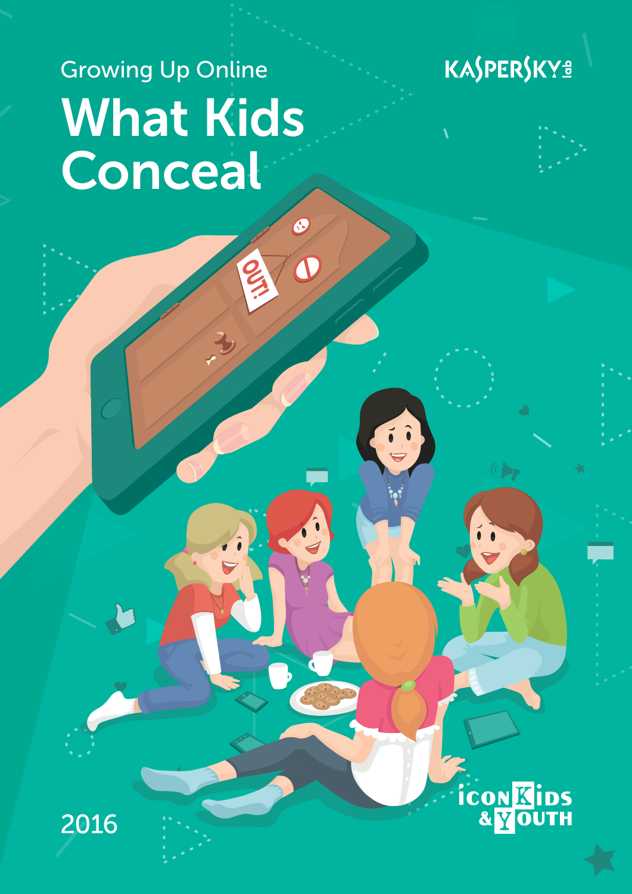Growing Up Online

# What Kids Conceal

KASPERSKY lab

iconKids & Youth

2016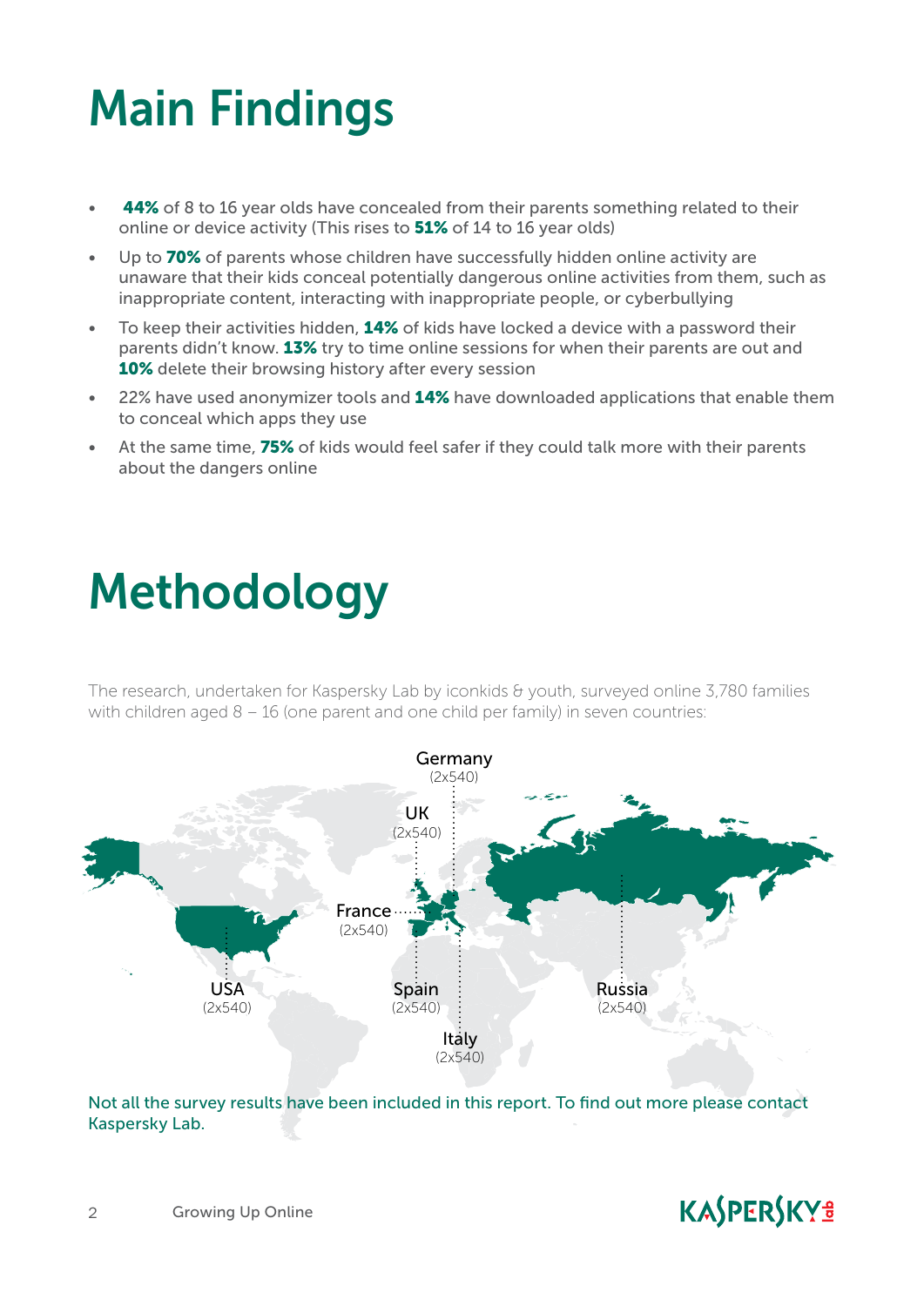# Main Findings

- **44%** of 8 to 16 year olds have concealed from their parents something related to their online or device activity (This rises to **51%** of 14 to 16 year olds)
- Up to **70%** of parents whose children have successfully hidden online activity are unaware that their kids conceal potentially dangerous online activities from them, such as inappropriate content, interacting with inappropriate people, or cyberbullying
- To keep their activities hidden, **14%** of kids have locked a device with a password their parents didn't know. **13%** try to time online sessions for when their parents are out and **10%** delete their browsing history after every session
- 22% have used anonymizer tools and **14%** have downloaded applications that enable them to conceal which apps they use
- At the same time, **75%** of kids would feel safer if they could talk more with their parents about the dangers online

# Methodology

The research, undertaken for Kaspersky Lab by iconkids & youth, surveyed online 3,780 families with children aged 8 – 16 (one parent and one child per family) in seven countries:

Germany (2x540)
UK (2x540)
France (2x540)
USA (2x540)
Spain (2x540)
Russia (2x540)
Italy (2x540)

Not all the survey results have been included in this report. To find out more please contact Kaspersky Lab.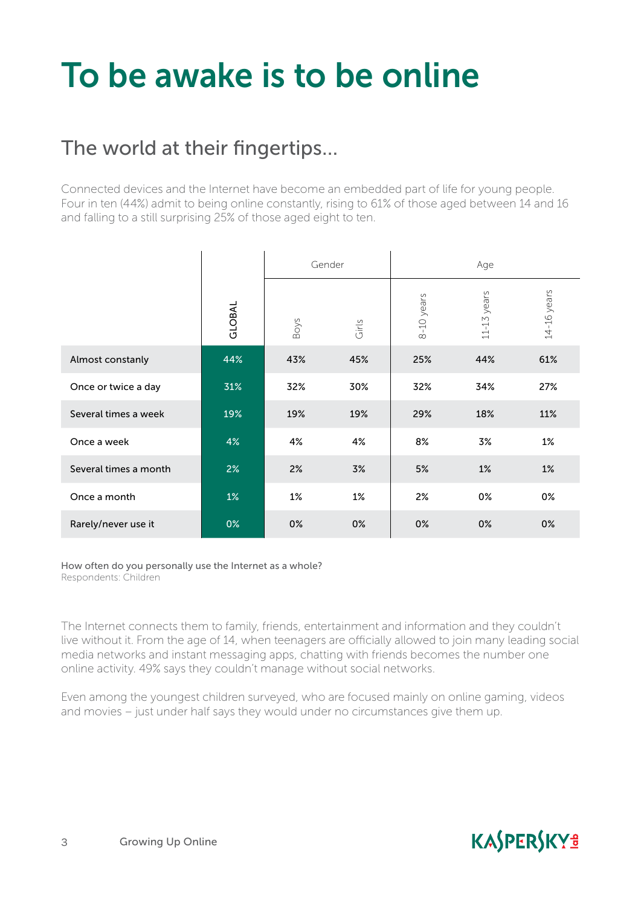# To be awake is to be online

## The world at their fingertips…

Connected devices and the Internet have become an embedded part of life for young people. Four in ten (44%) admit to being online constantly, rising to 61% of those aged between 14 and 16 and falling to a still surprising 25% of those aged eight to ten.

| | | Gender | | Age | | |
|---|---|---|---|---|---|---|
| | GLOBAL | Boys | Girls | 8-10 years | 11-13 years | 14-16 years |
| Almost constanly | 44% | 43% | 45% | 25% | 44% | 61% |
| Once or twice a day | 31% | 32% | 30% | 32% | 34% | 27% |
| Several times a week | 19% | 19% | 19% | 29% | 18% | 11% |
| Once a week | 4% | 4% | 4% | 8% | 3% | 1% |
| Several times a month | 2% | 2% | 3% | 5% | 1% | 1% |
| Once a month | 1% | 1% | 1% | 2% | 0% | 0% |
| Rarely/never use it | 0% | 0% | 0% | 0% | 0% | 0% |

How often do you personally use the Internet as a whole?
Respondents: Children

The Internet connects them to family, friends, entertainment and information and they couldn't live without it. From the age of 14, when teenagers are officially allowed to join many leading social media networks and instant messaging apps, chatting with friends becomes the number one online activity. 49% says they couldn't manage without social networks.

Even among the youngest children surveyed, who are focused mainly on online gaming, videos and movies – just under half says they would under no circumstances give them up.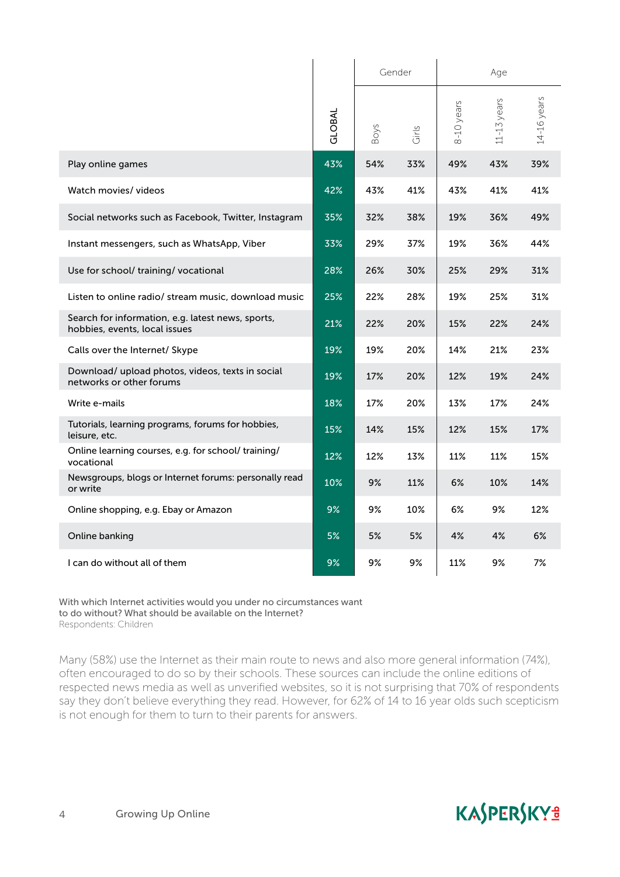| | GLOBAL | Gender | | Age | | |
|---|---|---|---|---|---|---|
| | | Boys | Girls | 8-10 years | 11-13 years | 14-16 years |
| Play online games | 43% | 54% | 33% | 49% | 43% | 39% |
| Watch movies/ videos | 42% | 43% | 41% | 43% | 41% | 41% |
| Social networks such as Facebook, Twitter, Instagram | 35% | 32% | 38% | 19% | 36% | 49% |
| Instant messengers, such as WhatsApp, Viber | 33% | 29% | 37% | 19% | 36% | 44% |
| Use for school/ training/ vocational | 28% | 26% | 30% | 25% | 29% | 31% |
| Listen to online radio/ stream music, download music | 25% | 22% | 28% | 19% | 25% | 31% |
| Search for information, e.g. latest news, sports, hobbies, events, local issues | 21% | 22% | 20% | 15% | 22% | 24% |
| Calls over the Internet/ Skype | 19% | 19% | 20% | 14% | 21% | 23% |
| Download/ upload photos, videos, texts in social networks or other forums | 19% | 17% | 20% | 12% | 19% | 24% |
| Write e-mails | 18% | 17% | 20% | 13% | 17% | 24% |
| Tutorials, learning programs, forums for hobbies, leisure, etc. | 15% | 14% | 15% | 12% | 15% | 17% |
| Online learning courses, e.g. for school/ training/ vocational | 12% | 12% | 13% | 11% | 11% | 15% |
| Newsgroups, blogs or Internet forums: personally read or write | 10% | 9% | 11% | 6% | 10% | 14% |
| Online shopping, e.g. Ebay or Amazon | 9% | 9% | 10% | 6% | 9% | 12% |
| Online banking | 5% | 5% | 5% | 4% | 4% | 6% |
| I can do without all of them | 9% | 9% | 9% | 11% | 9% | 7% |

With which Internet activities would you under no circumstances want to do without? What should be available on the Internet?
Respondents: Children

Many (58%) use the Internet as their main route to news and also more general information (74%), often encouraged to do so by their schools. These sources can include the online editions of respected news media as well as unverified websites, so it is not surprising that 70% of respondents say they don't believe everything they read. However, for 62% of 14 to 16 year olds such scepticism is not enough for them to turn to their parents for answers.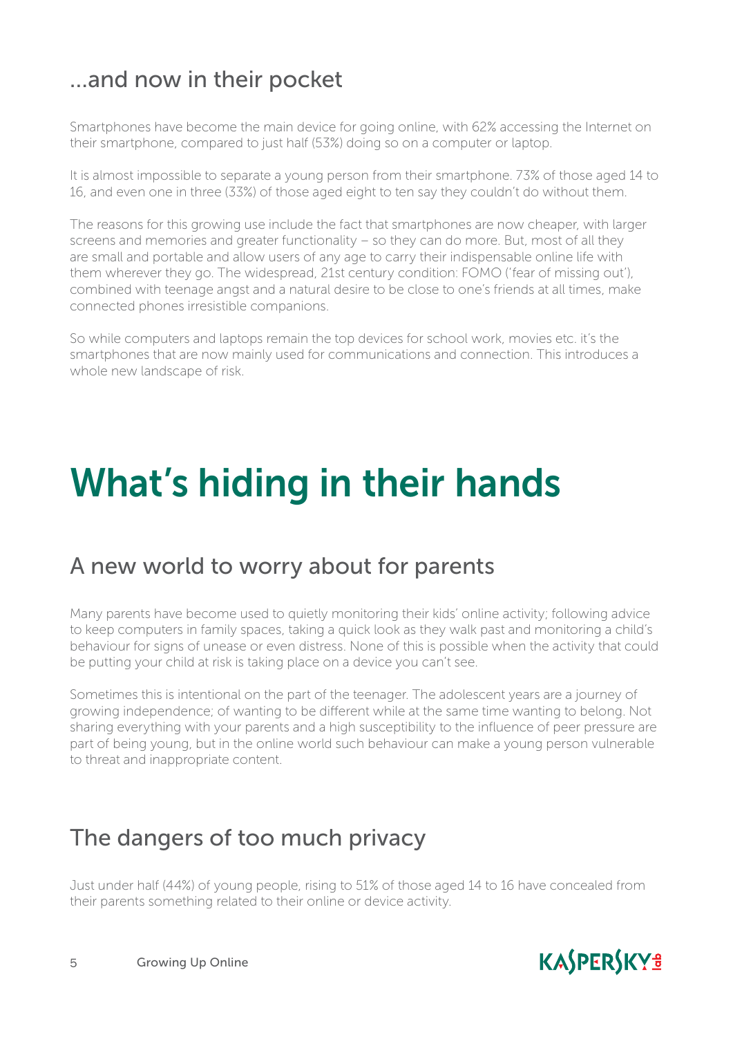## ...and now in their pocket

Smartphones have become the main device for going online, with 62% accessing the Internet on their smartphone, compared to just half (53%) doing so on a computer or laptop.

It is almost impossible to separate a young person from their smartphone. 73% of those aged 14 to 16, and even one in three (33%) of those aged eight to ten say they couldn't do without them.

The reasons for this growing use include the fact that smartphones are now cheaper, with larger screens and memories and greater functionality – so they can do more. But, most of all they are small and portable and allow users of any age to carry their indispensable online life with them wherever they go. The widespread, 21st century condition: FOMO ('fear of missing out'), combined with teenage angst and a natural desire to be close to one's friends at all times, make connected phones irresistible companions.

So while computers and laptops remain the top devices for school work, movies etc. it's the smartphones that are now mainly used for communications and connection. This introduces a whole new landscape of risk.

# What's hiding in their hands

## A new world to worry about for parents

Many parents have become used to quietly monitoring their kids' online activity; following advice to keep computers in family spaces, taking a quick look as they walk past and monitoring a child's behaviour for signs of unease or even distress. None of this is possible when the activity that could be putting your child at risk is taking place on a device you can't see.

Sometimes this is intentional on the part of the teenager. The adolescent years are a journey of growing independence; of wanting to be different while at the same time wanting to belong. Not sharing everything with your parents and a high susceptibility to the influence of peer pressure are part of being young, but in the online world such behaviour can make a young person vulnerable to threat and inappropriate content.

## The dangers of too much privacy

Just under half (44%) of young people, rising to 51% of those aged 14 to 16 have concealed from their parents something related to their online or device activity.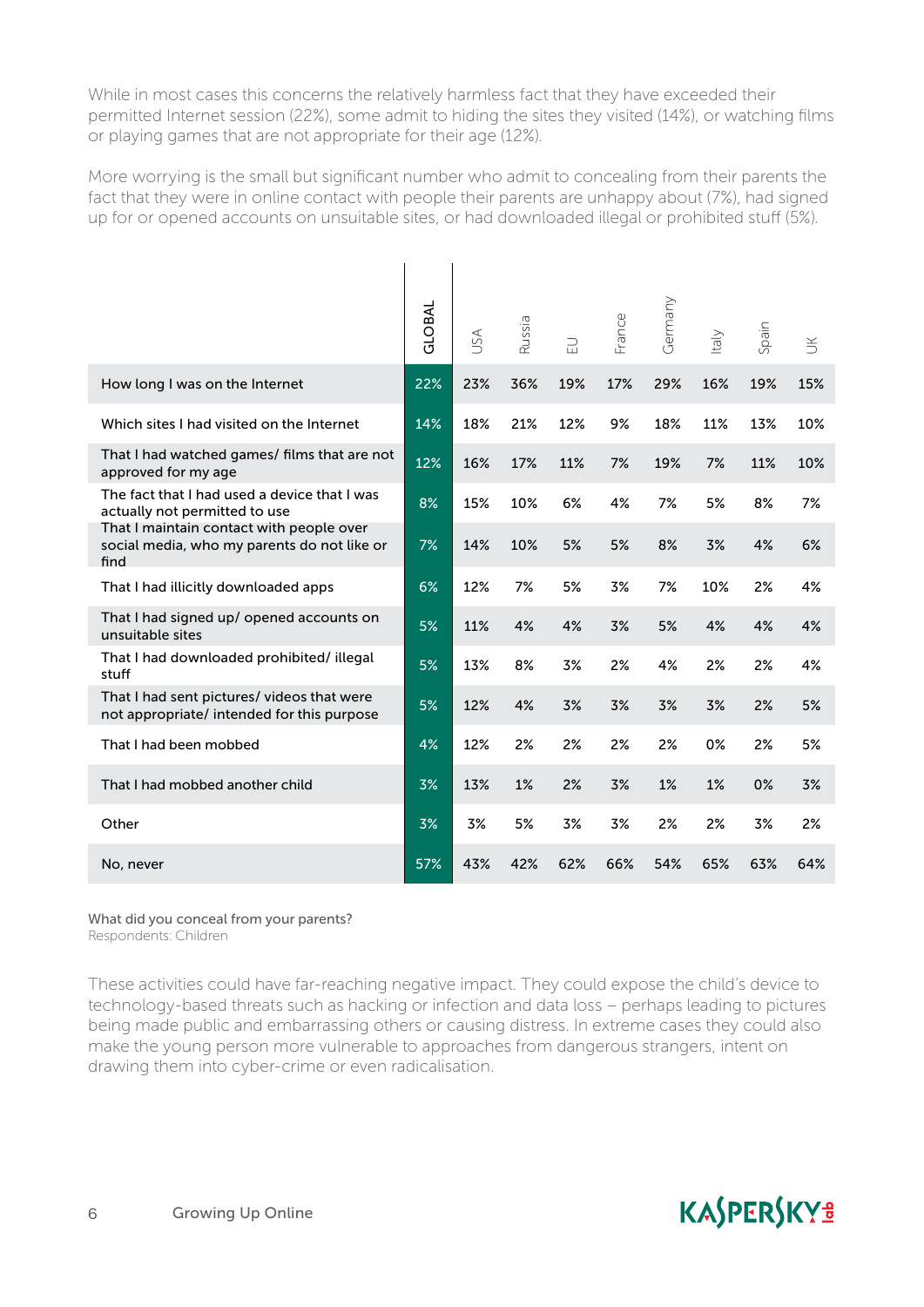While in most cases this concerns the relatively harmless fact that they have exceeded their permitted Internet session (22%), some admit to hiding the sites they visited (14%), or watching films or playing games that are not appropriate for their age (12%).

More worrying is the small but significant number who admit to concealing from their parents the fact that they were in online contact with people their parents are unhappy about (7%), had signed up for or opened accounts on unsuitable sites, or had downloaded illegal or prohibited stuff (5%).

| | GLOBAL | USA | Russia | EU | France | Germany | Italy | Spain | UK |
|---|---|---|---|---|---|---|---|---|---|
| How long I was on the Internet | 22% | 23% | 36% | 19% | 17% | 29% | 16% | 19% | 15% |
| Which sites I had visited on the Internet | 14% | 18% | 21% | 12% | 9% | 18% | 11% | 13% | 10% |
| That I had watched games/ films that are not approved for my age | 12% | 16% | 17% | 11% | 7% | 19% | 7% | 11% | 10% |
| The fact that I had used a device that I was actually not permitted to use | 8% | 15% | 10% | 6% | 4% | 7% | 5% | 8% | 7% |
| That I maintain contact with people over social media, who my parents do not like or find | 7% | 14% | 10% | 5% | 5% | 8% | 3% | 4% | 6% |
| That I had illicitly downloaded apps | 6% | 12% | 7% | 5% | 3% | 7% | 10% | 2% | 4% |
| That I had signed up/ opened accounts on unsuitable sites | 5% | 11% | 4% | 4% | 3% | 5% | 4% | 4% | 4% |
| That I had downloaded prohibited/ illegal stuff | 5% | 13% | 8% | 3% | 2% | 4% | 2% | 2% | 4% |
| That I had sent pictures/ videos that were not appropriate/ intended for this purpose | 5% | 12% | 4% | 3% | 3% | 3% | 3% | 2% | 5% |
| That I had been mobbed | 4% | 12% | 2% | 2% | 2% | 2% | 0% | 2% | 5% |
| That I had mobbed another child | 3% | 13% | 1% | 2% | 3% | 1% | 1% | 0% | 3% |
| Other | 3% | 3% | 5% | 3% | 3% | 2% | 2% | 3% | 2% |
| No, never | 57% | 43% | 42% | 62% | 66% | 54% | 65% | 63% | 64% |

What did you conceal from your parents?
Respondents: Children

These activities could have far-reaching negative impact. They could expose the child's device to technology-based threats such as hacking or infection and data loss – perhaps leading to pictures being made public and embarrassing others or causing distress. In extreme cases they could also make the young person more vulnerable to approaches from dangerous strangers, intent on drawing them into cyber-crime or even radicalisation.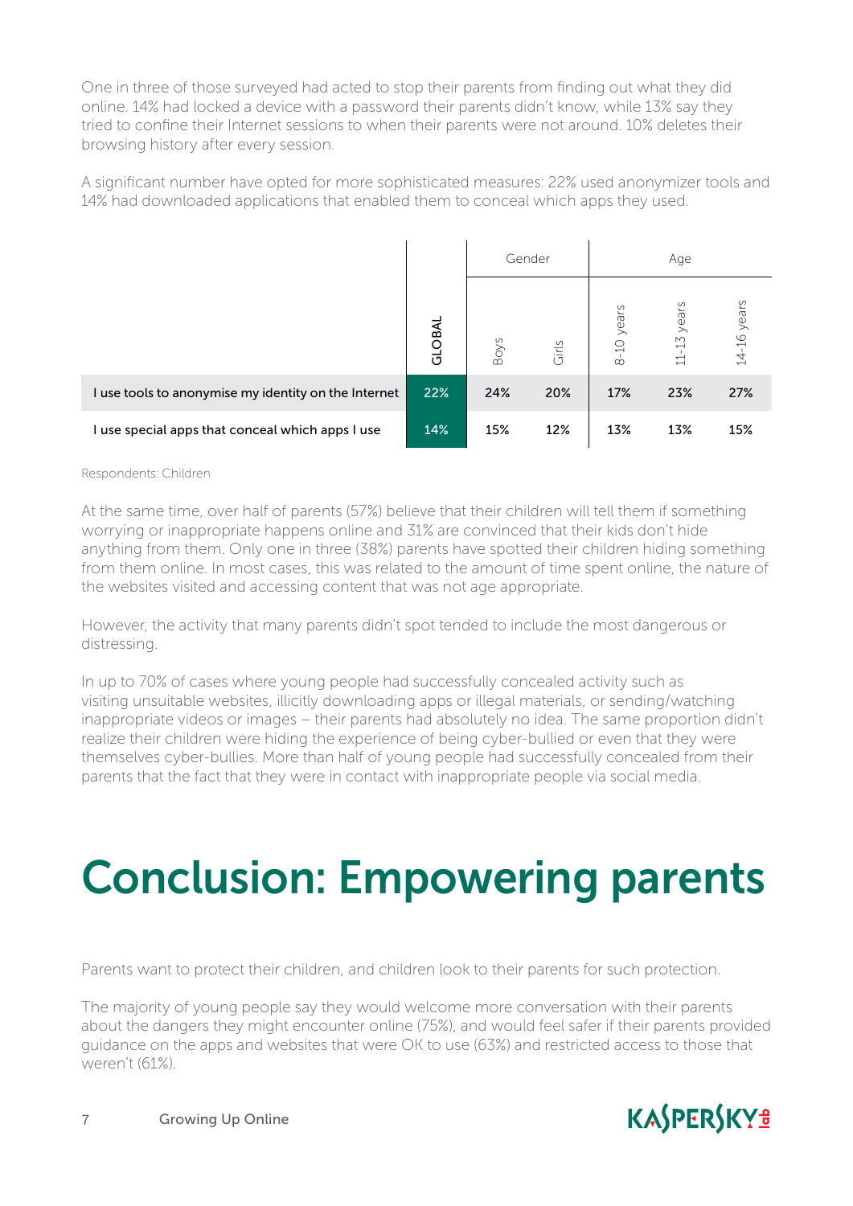One in three of those surveyed had acted to stop their parents from finding out what they did online. 14% had locked a device with a password their parents didn't know, while 13% say they tried to confine their Internet sessions to when their parents were not around. 10% deletes their browsing history after every session.

A significant number have opted for more sophisticated measures: 22% used anonymizer tools and 14% had downloaded applications that enabled them to conceal which apps they used.

| | | Gender | | Age | | |
|---|---|---|---|---|---|---|
| | GLOBAL | Boys | Girls | 8-10 years | 11-13 years | 14-16 years |
| I use tools to anonymise my identity on the Internet | 22% | 24% | 20% | 17% | 23% | 27% |
| I use special apps that conceal which apps I use | 14% | 15% | 12% | 13% | 13% | 15% |

Respondents: Children

At the same time, over half of parents (57%) believe that their children will tell them if something worrying or inappropriate happens online and 31% are convinced that their kids don't hide anything from them. Only one in three (38%) parents have spotted their children hiding something from them online. In most cases, this was related to the amount of time spent online, the nature of the websites visited and accessing content that was not age appropriate.

However, the activity that many parents didn't spot tended to include the most dangerous or distressing.

In up to 70% of cases where young people had successfully concealed activity such as visiting unsuitable websites, illicitly downloading apps or illegal materials, or sending/watching inappropriate videos or images – their parents had absolutely no idea. The same proportion didn't realize their children were hiding the experience of being cyber-bullied or even that they were themselves cyber-bullies. More than half of young people had successfully concealed from their parents that the fact that they were in contact with inappropriate people via social media.

# Conclusion: Empowering parents

Parents want to protect their children, and children look to their parents for such protection.

The majority of young people say they would welcome more conversation with their parents about the dangers they might encounter online (75%), and would feel safer if their parents provided guidance on the apps and websites that were OK to use (63%) and restricted access to those that weren't (61%).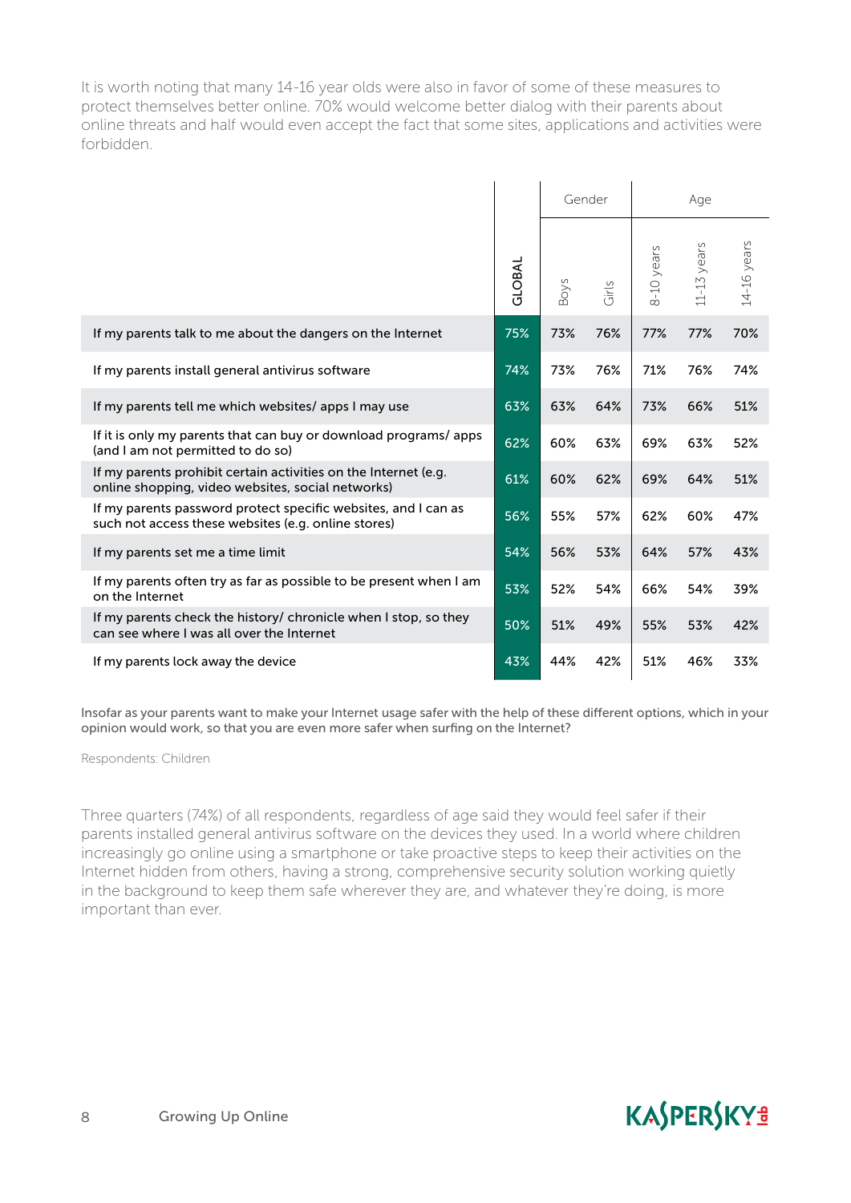It is worth noting that many 14-16 year olds were also in favor of some of these measures to protect themselves better online. 70% would welcome better dialog with their parents about online threats and half would even accept the fact that some sites, applications and activities were forbidden.

| | | Gender | | Age | | |
|---|---|---|---|---|---|---|
| | GLOBAL | Boys | Girls | 8-10 years | 11-13 years | 14-16 years |
| If my parents talk to me about the dangers on the Internet | 75% | 73% | 76% | 77% | 77% | 70% |
| If my parents install general antivirus software | 74% | 73% | 76% | 71% | 76% | 74% |
| If my parents tell me which websites/ apps I may use | 63% | 63% | 64% | 73% | 66% | 51% |
| If it is only my parents that can buy or download programs/ apps (and I am not permitted to do so) | 62% | 60% | 63% | 69% | 63% | 52% |
| If my parents prohibit certain activities on the Internet (e.g. online shopping, video websites, social networks) | 61% | 60% | 62% | 69% | 64% | 51% |
| If my parents password protect specific websites, and I can as such not access these websites (e.g. online stores) | 56% | 55% | 57% | 62% | 60% | 47% |
| If my parents set me a time limit | 54% | 56% | 53% | 64% | 57% | 43% |
| If my parents often try as far as possible to be present when I am on the Internet | 53% | 52% | 54% | 66% | 54% | 39% |
| If my parents check the history/ chronicle when I stop, so they can see where I was all over the Internet | 50% | 51% | 49% | 55% | 53% | 42% |
| If my parents lock away the device | 43% | 44% | 42% | 51% | 46% | 33% |

Insofar as your parents want to make your Internet usage safer with the help of these different options, which in your opinion would work, so that you are even more safer when surfing on the Internet?

Respondents: Children

Three quarters (74%) of all respondents, regardless of age said they would feel safer if their parents installed general antivirus software on the devices they used. In a world where children increasingly go online using a smartphone or take proactive steps to keep their activities on the Internet hidden from others, having a strong, comprehensive security solution working quietly in the background to keep them safe wherever they are, and whatever they're doing, is more important than ever.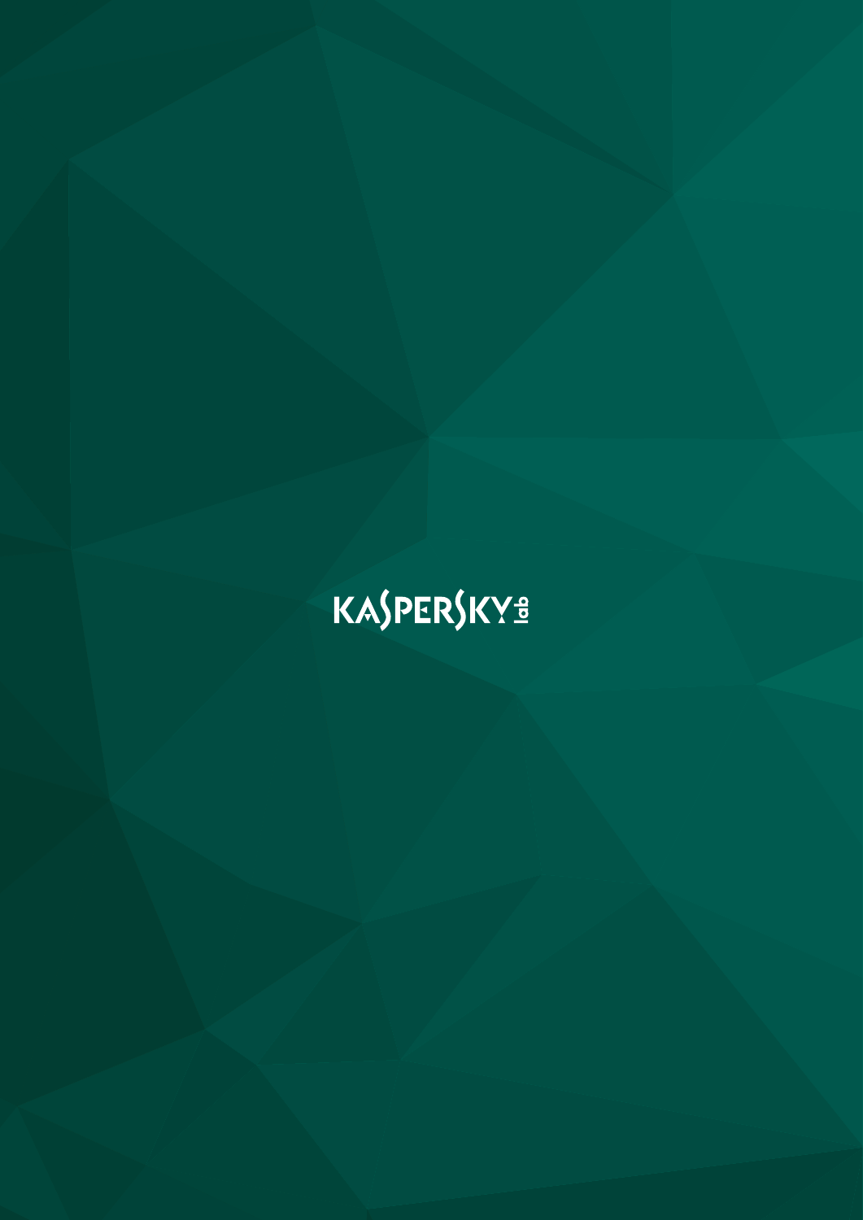KASPERSKY lab